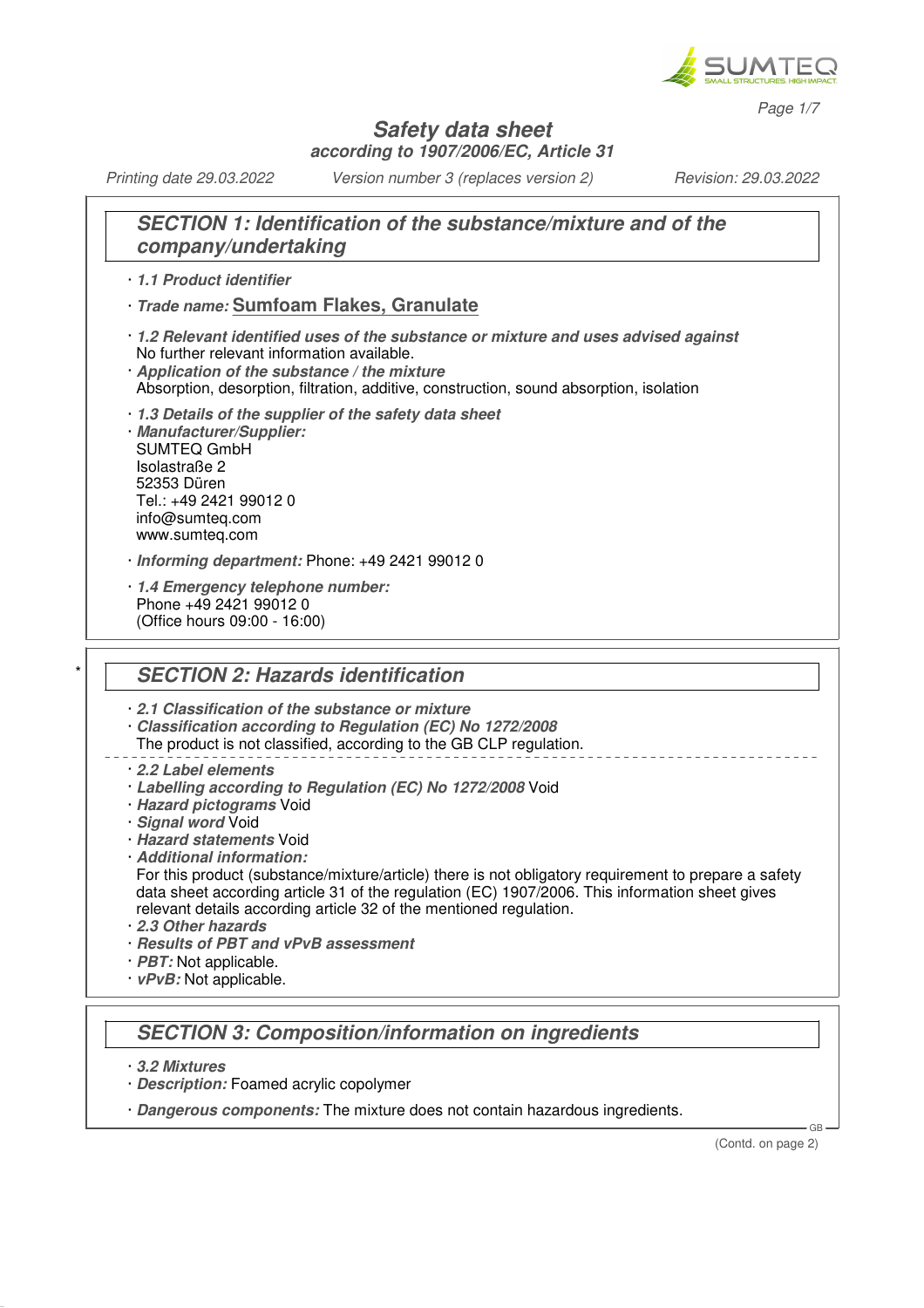# Safety data sheet
**according to 1907/2006/EC, Article 31**

*Printing date 29.03.2022* *Version number 3 (replaces version 2)* *Revision: 29.03.2022*

## SECTION 1: Identification of the substance/mixture and of the company/undertaking

· ***1.1 Product identifier***

· ***Trade name:*** **Sumfoam Flakes, Granulate**

· ***1.2 Relevant identified uses of the substance or mixture and uses advised against***
No further relevant information available.

· ***Application of the substance / the mixture***
Absorption, desorption, filtration, additive, construction, sound absorption, isolation

· ***1.3 Details of the supplier of the safety data sheet***

· ***Manufacturer/Supplier:***
SUMTEQ GmbH
Isolastraße 2
52353 Düren
Tel.: +49 2421 99012 0
info@sumteq.com
www.sumteq.com

· ***Informing department:*** Phone: +49 2421 99012 0

· ***1.4 Emergency telephone number:***
Phone +49 2421 99012 0
(Office hours 09:00 - 16:00)

## * SECTION 2: Hazards identification

· ***2.1 Classification of the substance or mixture***

· ***Classification according to Regulation (EC) No 1272/2008***
The product is not classified, according to the GB CLP regulation.

· ***2.2 Label elements***

· ***Labelling according to Regulation (EC) No 1272/2008*** Void

· ***Hazard pictograms*** Void

· ***Signal word*** Void

· ***Hazard statements*** Void

· ***Additional information:***
For this product (substance/mixture/article) there is not obligatory requirement to prepare a safety data sheet according article 31 of the regulation (EC) 1907/2006. This information sheet gives relevant details according article 32 of the mentioned regulation.

· ***2.3 Other hazards***

· ***Results of PBT and vPvB assessment***

· ***PBT:*** Not applicable.

· ***vPvB:*** Not applicable.

## SECTION 3: Composition/information on ingredients

· ***3.2 Mixtures***

· ***Description:*** Foamed acrylic copolymer

· ***Dangerous components:*** The mixture does not contain hazardous ingredients.

(Contd. on page 2)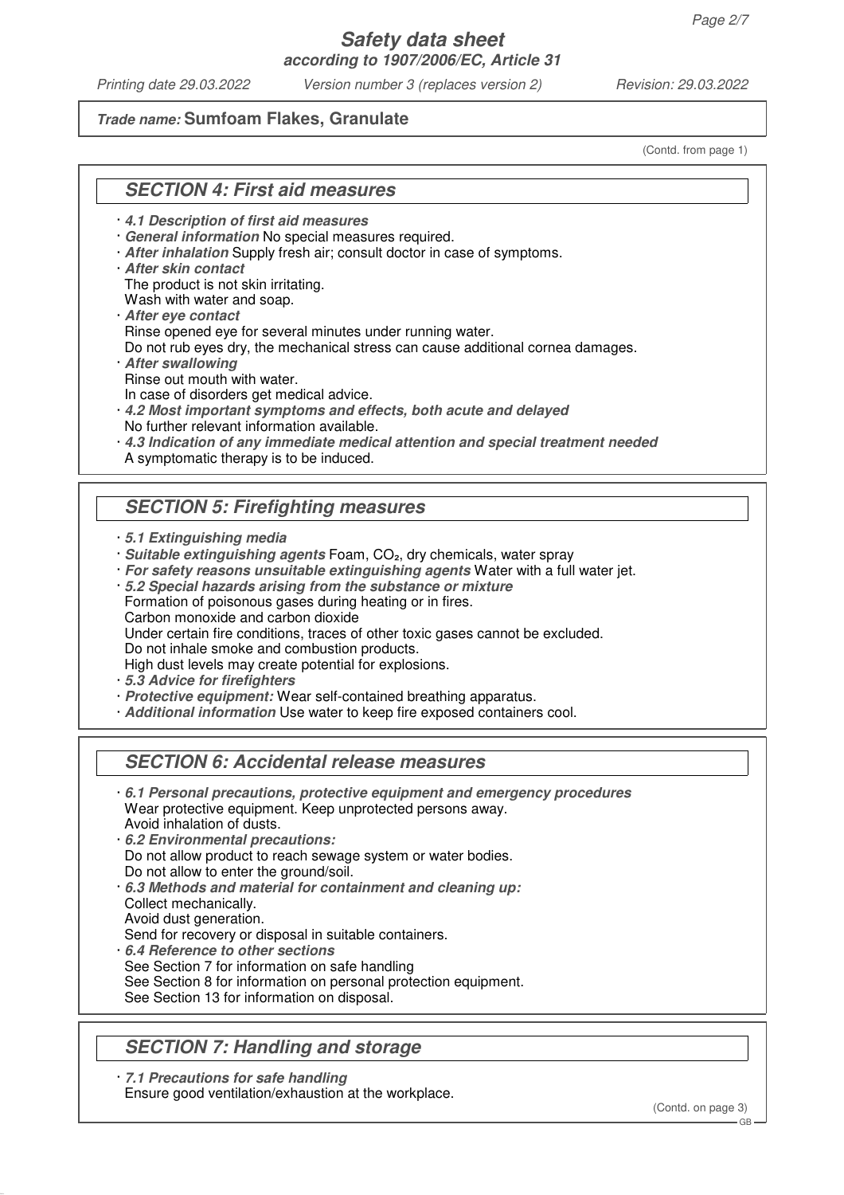**Trade name: Sumfoam Flakes, Granulate**

(Contd. from page 1)

## SECTION 4: First aid measures

· ***4.1 Description of first aid measures***
· ***General information*** No special measures required.
· ***After inhalation*** Supply fresh air; consult doctor in case of symptoms.
· ***After skin contact***
The product is not skin irritating.
Wash with water and soap.
· ***After eye contact***
Rinse opened eye for several minutes under running water.
Do not rub eyes dry, the mechanical stress can cause additional cornea damages.
· ***After swallowing***
Rinse out mouth with water.
In case of disorders get medical advice.
· ***4.2 Most important symptoms and effects, both acute and delayed***
No further relevant information available.
· ***4.3 Indication of any immediate medical attention and special treatment needed***
A symptomatic therapy is to be induced.

## SECTION 5: Firefighting measures

· ***5.1 Extinguishing media***
· ***Suitable extinguishing agents*** Foam, $CO_2$, dry chemicals, water spray
· ***For safety reasons unsuitable extinguishing agents*** Water with a full water jet.
· ***5.2 Special hazards arising from the substance or mixture***
Formation of poisonous gases during heating or in fires.
Carbon monoxide and carbon dioxide
Under certain fire conditions, traces of other toxic gases cannot be excluded.
Do not inhale smoke and combustion products.
High dust levels may create potential for explosions.
· ***5.3 Advice for firefighters***
· ***Protective equipment:*** Wear self-contained breathing apparatus.
· ***Additional information*** Use water to keep fire exposed containers cool.

## SECTION 6: Accidental release measures

· ***6.1 Personal precautions, protective equipment and emergency procedures***
Wear protective equipment. Keep unprotected persons away.
Avoid inhalation of dusts.
· ***6.2 Environmental precautions:***
Do not allow product to reach sewage system or water bodies.
Do not allow to enter the ground/soil.
· ***6.3 Methods and material for containment and cleaning up:***
Collect mechanically.
Avoid dust generation.
Send for recovery or disposal in suitable containers.
· ***6.4 Reference to other sections***
See Section 7 for information on safe handling
See Section 8 for information on personal protection equipment.
See Section 13 for information on disposal.

## SECTION 7: Handling and storage

· ***7.1 Precautions for safe handling***
Ensure good ventilation/exhaustion at the workplace.

(Contd. on page 3)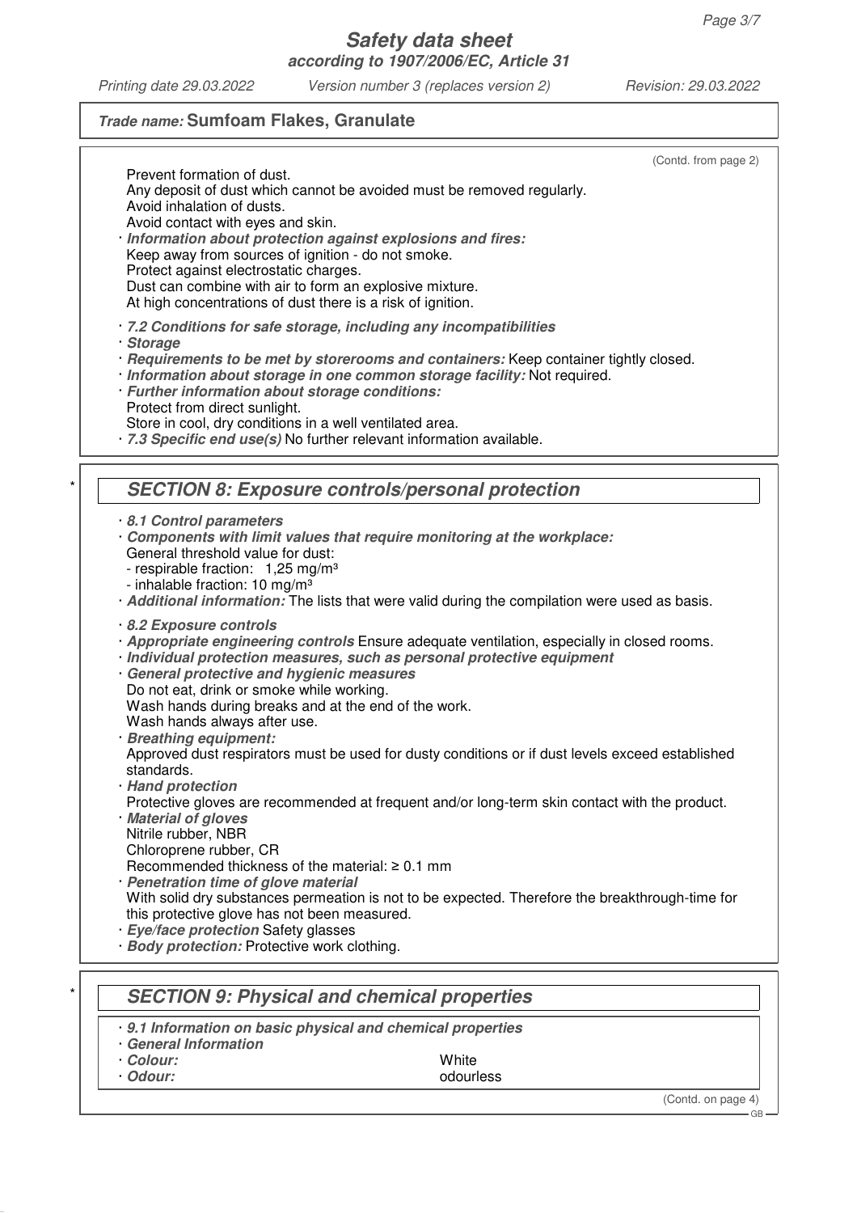**Trade name: Sumfoam Flakes, Granulate**

(Contd. from page 2)

Prevent formation of dust.
Any deposit of dust which cannot be avoided must be removed regularly.
Avoid inhalation of dusts.
Avoid contact with eyes and skin.

· ***Information about protection against explosions and fires:***
Keep away from sources of ignition - do not smoke.
Protect against electrostatic charges.
Dust can combine with air to form an explosive mixture.
At high concentrations of dust there is a risk of ignition.

· ***7.2 Conditions for safe storage, including any incompatibilities***
· ***Storage***
· ***Requirements to be met by storerooms and containers:*** Keep container tightly closed.
· ***Information about storage in one common storage facility:*** Not required.
· ***Further information about storage conditions:***
Protect from direct sunlight.
Store in cool, dry conditions in a well ventilated area.
· ***7.3 Specific end use(s)*** No further relevant information available.

## SECTION 8: Exposure controls/personal protection

· ***8.1 Control parameters***
· ***Components with limit values that require monitoring at the workplace:***
General threshold value for dust:
- respirable fraction: 1,25 mg/m³
- inhalable fraction: 10 mg/m³

· ***Additional information:*** The lists that were valid during the compilation were used as basis.

· ***8.2 Exposure controls***
· ***Appropriate engineering controls*** Ensure adequate ventilation, especially in closed rooms.
· ***Individual protection measures, such as personal protective equipment***
· ***General protective and hygienic measures***
Do not eat, drink or smoke while working.
Wash hands during breaks and at the end of the work.
Wash hands always after use.
· ***Breathing equipment:***
Approved dust respirators must be used for dusty conditions or if dust levels exceed established standards.
· ***Hand protection***
Protective gloves are recommended at frequent and/or long-term skin contact with the product.
· ***Material of gloves***
Nitrile rubber, NBR
Chloroprene rubber, CR
Recommended thickness of the material: ≥ 0.1 mm
· ***Penetration time of glove material***
With solid dry substances permeation is not to be expected. Therefore the breakthrough-time for this protective glove has not been measured.
· ***Eye/face protection*** Safety glasses
· ***Body protection:*** Protective work clothing.

## SECTION 9: Physical and chemical properties

· ***9.1 Information on basic physical and chemical properties***
· ***General Information***

| | |
|---|---|
| · ***Colour:*** | White |
| · ***Odour:*** | odourless |

(Contd. on page 4)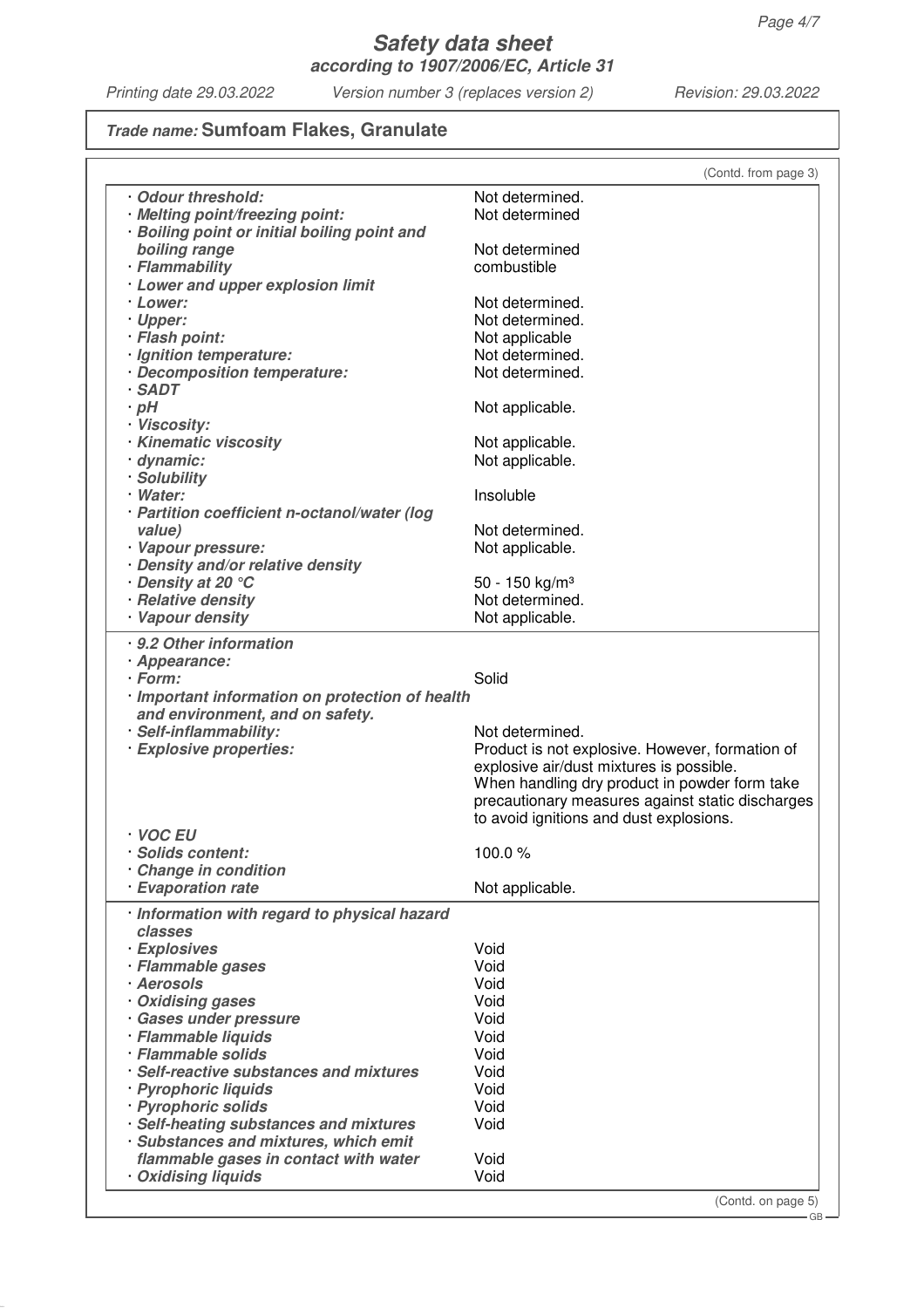## Trade name: Sumfoam Flakes, Granulate

(Contd. from page 3)

| | |
|---|---|
| · **Odour threshold:** | Not determined. |
| · **Melting point/freezing point:** | Not determined |
| · **Boiling point or initial boiling point and boiling range** | Not determined |
| · **Flammability** | combustible |
| · **Lower and upper explosion limit** | |
| · **Lower:** | Not determined. |
| · **Upper:** | Not determined. |
| · **Flash point:** | Not applicable |
| · **Ignition temperature:** | Not determined. |
| · **Decomposition temperature:** | Not determined. |
| · **SADT** | |
| · **pH** | Not applicable. |
| · **Viscosity:** | |
| · **Kinematic viscosity** | Not applicable. |
| · **dynamic:** | Not applicable. |
| · **Solubility** | |
| · **Water:** | Insoluble |
| · **Partition coefficient n-octanol/water (log value)** | Not determined. |
| · **Vapour pressure:** | Not applicable. |
| · **Density and/or relative density** | |
| · **Density at 20 °C** | 50 - 150 kg/m³ |
| · **Relative density** | Not determined. |
| · **Vapour density** | Not applicable. |

| | |
|---|---|
| · **9.2 Other information** | |
| · **Appearance:** | |
| · **Form:** | Solid |
| · **Important information on protection of health and environment, and on safety.** | |
| · **Self-inflammability:** | Not determined. |
| · **Explosive properties:** | Product is not explosive. However, formation of explosive air/dust mixtures is possible. When handling dry product in powder form take precautionary measures against static discharges to avoid ignitions and dust explosions. |
| · **VOC EU** | |
| · **Solids content:** | 100.0 % |
| · **Change in condition** | |
| · **Evaporation rate** | Not applicable. |

| | |
|---|---|
| · **Information with regard to physical hazard classes** | |
| · **Explosives** | Void |
| · **Flammable gases** | Void |
| · **Aerosols** | Void |
| · **Oxidising gases** | Void |
| · **Gases under pressure** | Void |
| · **Flammable liquids** | Void |
| · **Flammable solids** | Void |
| · **Self-reactive substances and mixtures** | Void |
| · **Pyrophoric liquids** | Void |
| · **Pyrophoric solids** | Void |
| · **Self-heating substances and mixtures** | Void |
| · **Substances and mixtures, which emit flammable gases in contact with water** | Void |
| · **Oxidising liquids** | Void |

(Contd. on page 5)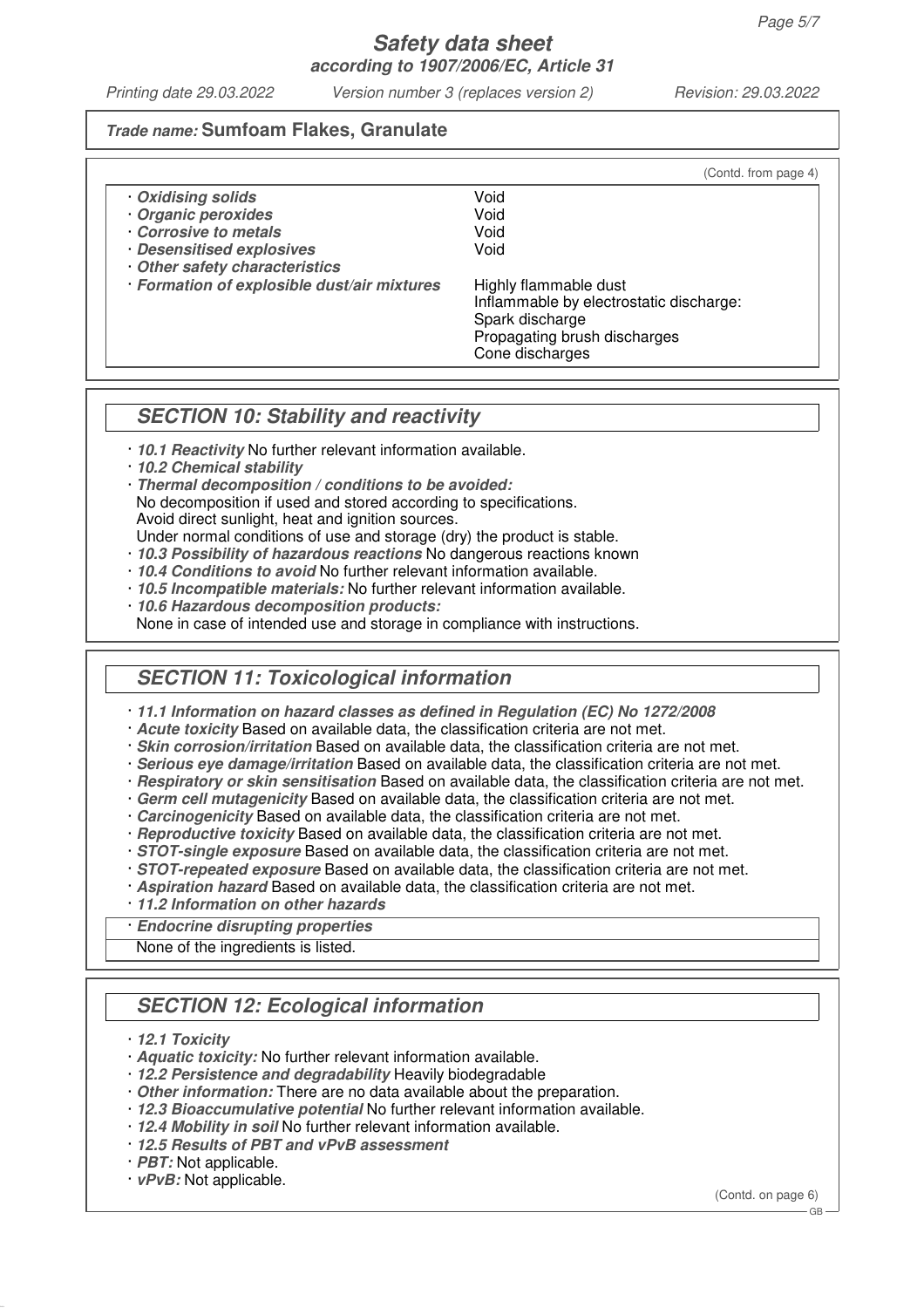**Trade name: Sumfoam Flakes, Granulate**

(Contd. from page 4)

| | |
|---|---|
| · **Oxidising solids** | Void |
| · **Organic peroxides** | Void |
| · **Corrosive to metals** | Void |
| · **Desensitised explosives** | Void |
| · **Other safety characteristics** | |
| · **Formation of explosible dust/air mixtures** | Highly flammable dust<br>Inflammable by electrostatic discharge:<br>Spark discharge<br>Propagating brush discharges<br>Cone discharges |

## SECTION 10: Stability and reactivity

· ***10.1 Reactivity*** No further relevant information available.
· ***10.2 Chemical stability***
· ***Thermal decomposition / conditions to be avoided:***
No decomposition if used and stored according to specifications.
Avoid direct sunlight, heat and ignition sources.
Under normal conditions of use and storage (dry) the product is stable.
· ***10.3 Possibility of hazardous reactions*** No dangerous reactions known
· ***10.4 Conditions to avoid*** No further relevant information available.
· ***10.5 Incompatible materials:*** No further relevant information available.
· ***10.6 Hazardous decomposition products:***
None in case of intended use and storage in compliance with instructions.

## SECTION 11: Toxicological information

· ***11.1 Information on hazard classes as defined in Regulation (EC) No 1272/2008***
· ***Acute toxicity*** Based on available data, the classification criteria are not met.
· ***Skin corrosion/irritation*** Based on available data, the classification criteria are not met.
· ***Serious eye damage/irritation*** Based on available data, the classification criteria are not met.
· ***Respiratory or skin sensitisation*** Based on available data, the classification criteria are not met.
· ***Germ cell mutagenicity*** Based on available data, the classification criteria are not met.
· ***Carcinogenicity*** Based on available data, the classification criteria are not met.
· ***Reproductive toxicity*** Based on available data, the classification criteria are not met.
· ***STOT-single exposure*** Based on available data, the classification criteria are not met.
· ***STOT-repeated exposure*** Based on available data, the classification criteria are not met.
· ***Aspiration hazard*** Based on available data, the classification criteria are not met.
· ***11.2 Information on other hazards***

| · ***Endocrine disrupting properties*** |
|---|
| None of the ingredients is listed. |

## SECTION 12: Ecological information

· ***12.1 Toxicity***
· ***Aquatic toxicity:*** No further relevant information available.
· ***12.2 Persistence and degradability*** Heavily biodegradable
· ***Other information:*** There are no data available about the preparation.
· ***12.3 Bioaccumulative potential*** No further relevant information available.
· ***12.4 Mobility in soil*** No further relevant information available.
· ***12.5 Results of PBT and vPvB assessment***
· ***PBT:*** Not applicable.
· ***vPvB:*** Not applicable.

(Contd. on page 6)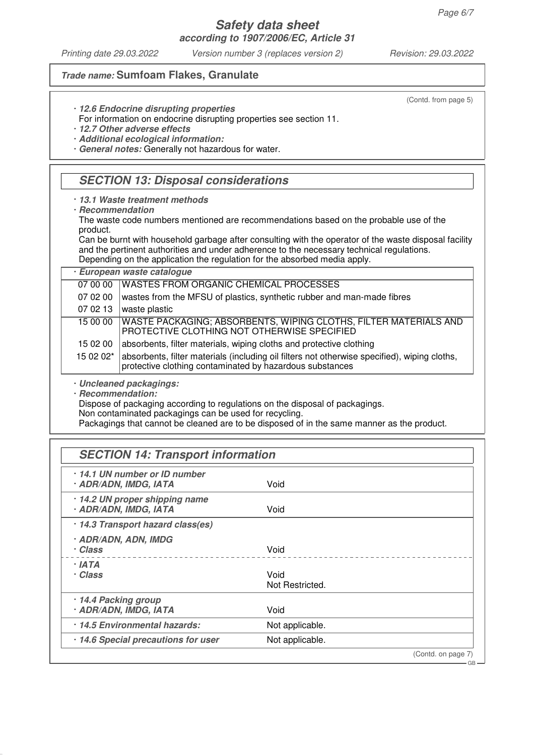(Contd. from page 5)

· **12.6 Endocrine disrupting properties**
For information on endocrine disrupting properties see section 11.
· **12.7 Other adverse effects**
· **Additional ecological information:**
· **General notes:** Generally not hazardous for water.

## SECTION 13: Disposal considerations

· **13.1 Waste treatment methods**
· **Recommendation**
The waste code numbers mentioned are recommendations based on the probable use of the product.
Can be burnt with household garbage after consulting with the operator of the waste disposal facility and the pertinent authorities and under adherence to the necessary technical regulations.
Depending on the application the regulation for the absorbed media apply.

· **European waste catalogue**

| | |
|---|---|
| 07 00 00 | WASTES FROM ORGANIC CHEMICAL PROCESSES |
| 07 02 00 | wastes from the MFSU of plastics, synthetic rubber and man-made fibres |
| 07 02 13 | waste plastic |
| 15 00 00 | WASTE PACKAGING; ABSORBENTS, WIPING CLOTHS, FILTER MATERIALS AND PROTECTIVE CLOTHING NOT OTHERWISE SPECIFIED |
| 15 02 00 | absorbents, filter materials, wiping cloths and protective clothing |
| 15 02 02* | absorbents, filter materials (including oil filters not otherwise specified), wiping cloths, protective clothing contaminated by hazardous substances |

· **Uncleaned packagings:**
· **Recommendation:**
Dispose of packaging according to regulations on the disposal of packagings.
Non contaminated packagings can be used for recycling.
Packagings that cannot be cleaned are to be disposed of in the same manner as the product.

## SECTION 14: Transport information

| | |
|---|---|
| · **14.1 UN number or ID number**<br>· **ADR/ADN, IMDG, IATA** | Void |
| · **14.2 UN proper shipping name**<br>· **ADR/ADN, IMDG, IATA** | Void |
| · **14.3 Transport hazard class(es)** | |
| · **ADR/ADN, ADN, IMDG**<br>· **Class** | Void |
| · **IATA**<br>· **Class** | Void<br>Not Restricted. |
| · **14.4 Packing group**<br>· **ADR/ADN, IMDG, IATA** | Void |
| · **14.5 Environmental hazards:** | Not applicable. |
| · **14.6 Special precautions for user** | Not applicable. |

(Contd. on page 7)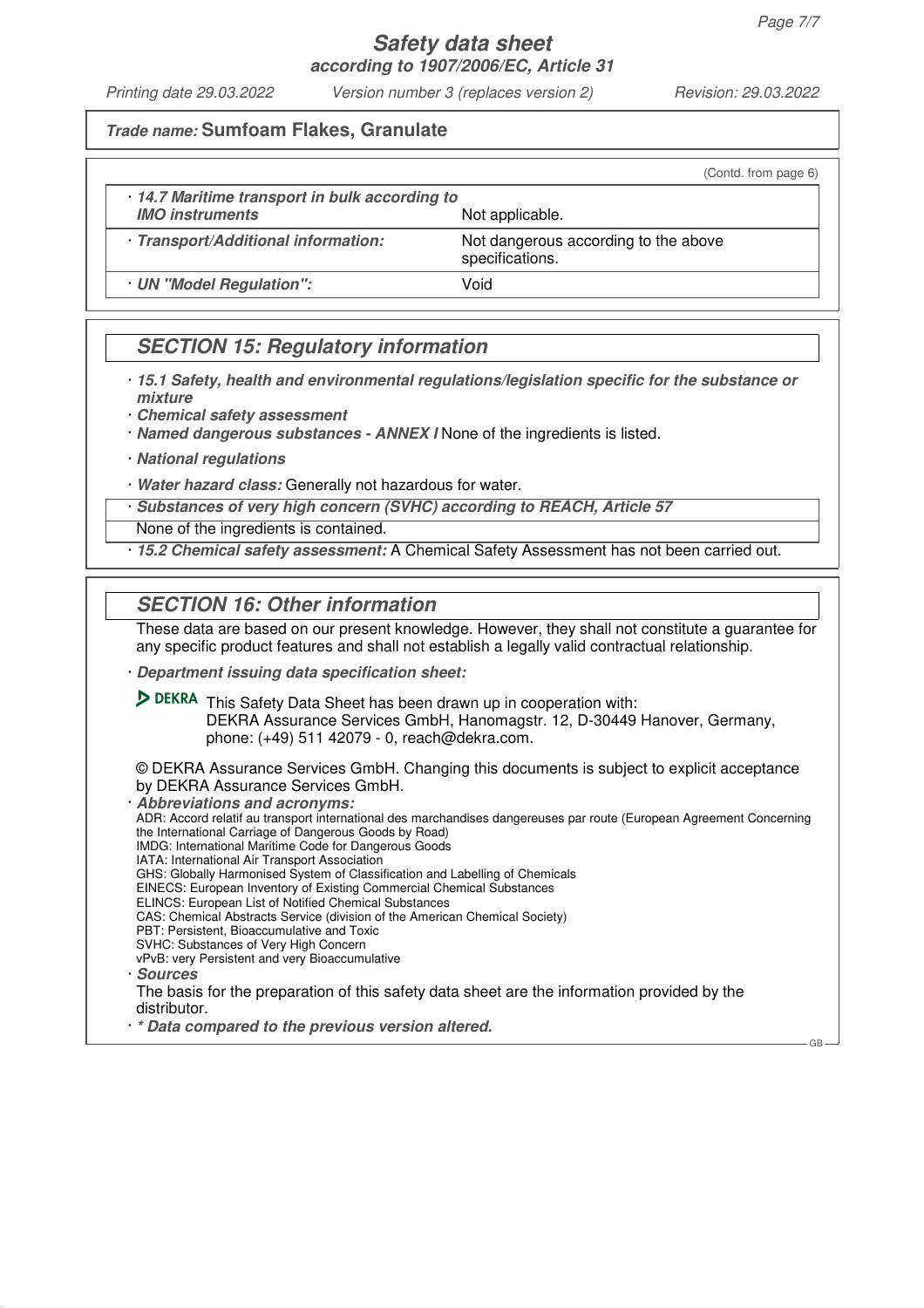**Trade name:** **Sumfoam Flakes, Granulate**

(Contd. from page 6)

| | |
|---|---|
| · **14.7 Maritime transport in bulk according to IMO instruments** | Not applicable. |
| · **Transport/Additional information:** | Not dangerous according to the above specifications. |
| · **UN "Model Regulation":** | Void |

## SECTION 15: Regulatory information

· **15.1 Safety, health and environmental regulations/legislation specific for the substance or mixture**

· **Chemical safety assessment**

· **Named dangerous substances - ANNEX I** None of the ingredients is listed.

· **National regulations**

· **Water hazard class:** Generally not hazardous for water.

· **Substances of very high concern (SVHC) according to REACH, Article 57**

None of the ingredients is contained.

· **15.2 Chemical safety assessment:** A Chemical Safety Assessment has not been carried out.

## SECTION 16: Other information

These data are based on our present knowledge. However, they shall not constitute a guarantee for any specific product features and shall not establish a legally valid contractual relationship.

· **Department issuing data specification sheet:**

DEKRA This Safety Data Sheet has been drawn up in cooperation with:
DEKRA Assurance Services GmbH, Hanomagstr. 12, D-30449 Hanover, Germany, phone: (+49) 511 42079 - 0, reach@dekra.com.

© DEKRA Assurance Services GmbH. Changing this documents is subject to explicit acceptance by DEKRA Assurance Services GmbH.

· **Abbreviations and acronyms:**

ADR: Accord relatif au transport international des marchandises dangereuses par route (European Agreement Concerning the International Carriage of Dangerous Goods by Road)
IMDG: International Maritime Code for Dangerous Goods
IATA: International Air Transport Association
GHS: Globally Harmonised System of Classification and Labelling of Chemicals
EINECS: European Inventory of Existing Commercial Chemical Substances
ELINCS: European List of Notified Chemical Substances
CAS: Chemical Abstracts Service (division of the American Chemical Society)
PBT: Persistent, Bioaccumulative and Toxic
SVHC: Substances of Very High Concern
vPvB: very Persistent and very Bioaccumulative

· **Sources**

The basis for the preparation of this safety data sheet are the information provided by the distributor.

· *** Data compared to the previous version altered.**